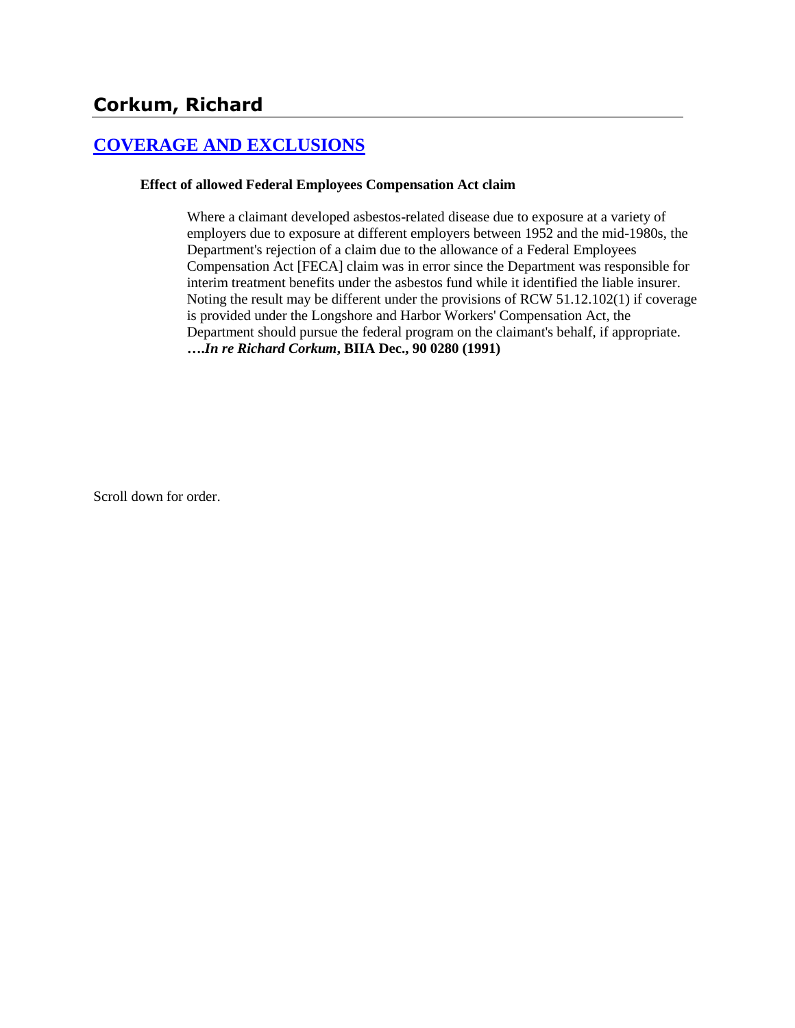# Corkum, Richard

## COVERAGE AND EXCLUSIONS

**Effect of allowed Federal Employees Compensation Act claim**

Where a claimant developed asbestos-related disease due to exposure at a variety of employers due to exposure at different employers between 1952 and the mid-1980s, the Department's rejection of a claim due to the allowance of a Federal Employees Compensation Act [FECA] claim was in error since the Department was responsible for interim treatment benefits under the asbestos fund while it identified the liable insurer. Noting the result may be different under the provisions of RCW 51.12.102(1) if coverage is provided under the Longshore and Harbor Workers' Compensation Act, the Department should pursue the federal program on the claimant's behalf, if appropriate. **….*In re Richard Corkum*, BIIA Dec., 90 0280 (1991)**

Scroll down for order.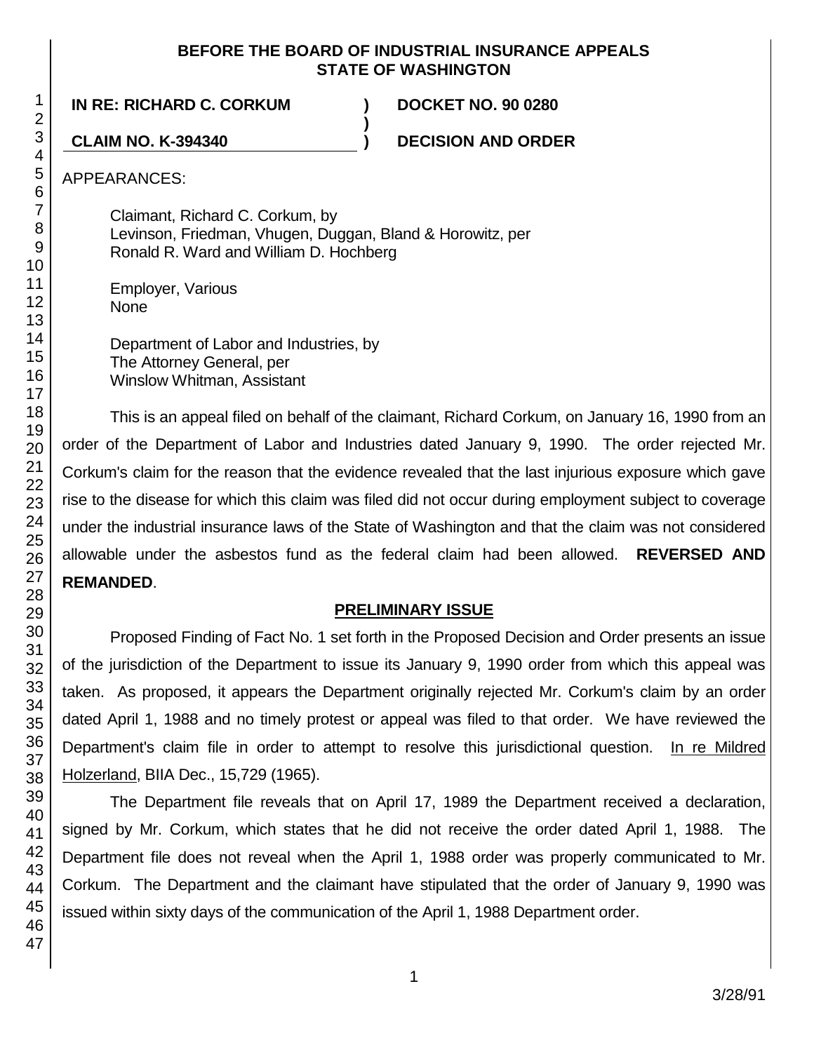**BEFORE THE BOARD OF INDUSTRIAL INSURANCE APPEALS STATE OF WASHINGTON**

| | | |
|---|---|---|
| **IN RE: RICHARD C. CORKUM** | **)** | **DOCKET NO. 90 0280** |
| | **)** | |
| **CLAIM NO. K-394340** | **)** | **DECISION AND ORDER** |

APPEARANCES:

Claimant, Richard C. Corkum, by
Levinson, Friedman, Vhugen, Duggan, Bland & Horowitz, per
Ronald R. Ward and William D. Hochberg

Employer, Various
None

Department of Labor and Industries, by
The Attorney General, per
Winslow Whitman, Assistant

This is an appeal filed on behalf of the claimant, Richard Corkum, on January 16, 1990 from an order of the Department of Labor and Industries dated January 9, 1990. The order rejected Mr. Corkum's claim for the reason that the evidence revealed that the last injurious exposure which gave rise to the disease for which this claim was filed did not occur during employment subject to coverage under the industrial insurance laws of the State of Washington and that the claim was not considered allowable under the asbestos fund as the federal claim had been allowed. **REVERSED AND REMANDED**.

## PRELIMINARY ISSUE

Proposed Finding of Fact No. 1 set forth in the Proposed Decision and Order presents an issue of the jurisdiction of the Department to issue its January 9, 1990 order from which this appeal was taken. As proposed, it appears the Department originally rejected Mr. Corkum's claim by an order dated April 1, 1988 and no timely protest or appeal was filed to that order. We have reviewed the Department's claim file in order to attempt to resolve this jurisdictional question. In re Mildred Holzerland, BIIA Dec., 15,729 (1965).

The Department file reveals that on April 17, 1989 the Department received a declaration, signed by Mr. Corkum, which states that he did not receive the order dated April 1, 1988. The Department file does not reveal when the April 1, 1988 order was properly communicated to Mr. Corkum. The Department and the claimant have stipulated that the order of January 9, 1990 was issued within sixty days of the communication of the April 1, 1988 Department order.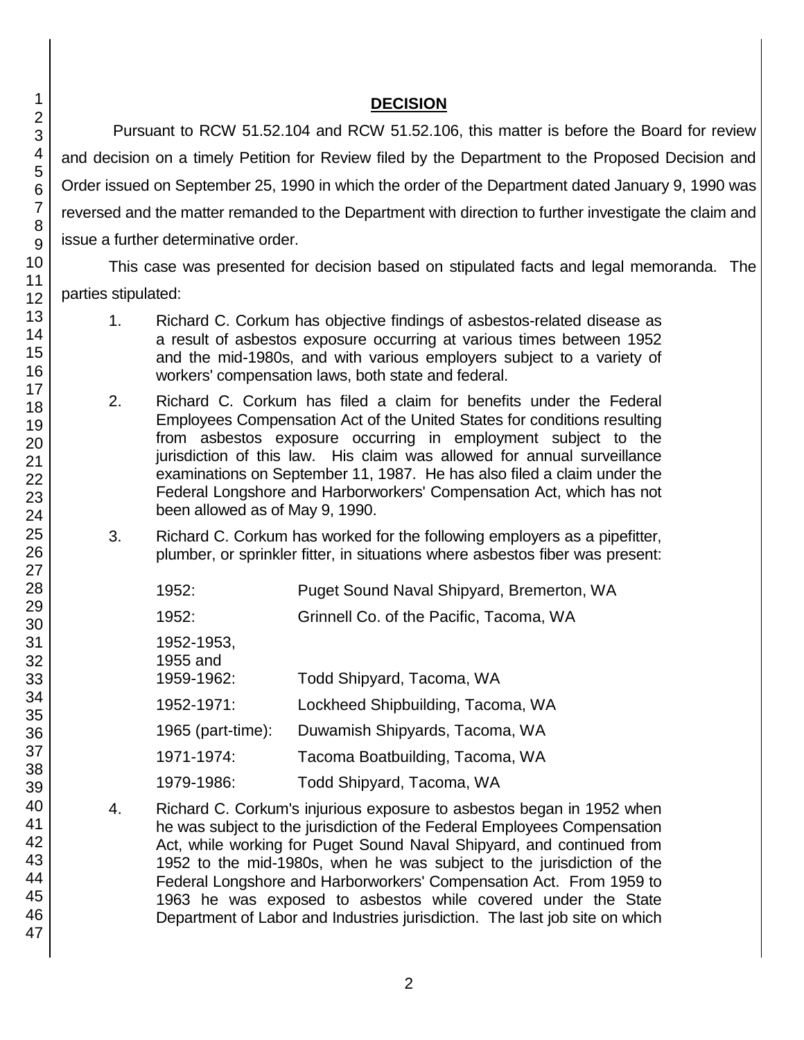## DECISION

Pursuant to RCW 51.52.104 and RCW 51.52.106, this matter is before the Board for review and decision on a timely Petition for Review filed by the Department to the Proposed Decision and Order issued on September 25, 1990 in which the order of the Department dated January 9, 1990 was reversed and the matter remanded to the Department with direction to further investigate the claim and issue a further determinative order.

This case was presented for decision based on stipulated facts and legal memoranda. The parties stipulated:

1. Richard C. Corkum has objective findings of asbestos-related disease as a result of asbestos exposure occurring at various times between 1952 and the mid-1980s, and with various employers subject to a variety of workers' compensation laws, both state and federal.

2. Richard C. Corkum has filed a claim for benefits under the Federal Employees Compensation Act of the United States for conditions resulting from asbestos exposure occurring in employment subject to the jurisdiction of this law. His claim was allowed for annual surveillance examinations on September 11, 1987. He has also filed a claim under the Federal Longshore and Harborworkers' Compensation Act, which has not been allowed as of May 9, 1990.

3. Richard C. Corkum has worked for the following employers as a pipefitter, plumber, or sprinkler fitter, in situations where asbestos fiber was present:

| | |
|---|---|
| 1952: | Puget Sound Naval Shipyard, Bremerton, WA |
| 1952: | Grinnell Co. of the Pacific, Tacoma, WA |
| 1952-1953, 1955 and 1959-1962: | Todd Shipyard, Tacoma, WA |
| 1952-1971: | Lockheed Shipbuilding, Tacoma, WA |
| 1965 (part-time): | Duwamish Shipyards, Tacoma, WA |
| 1971-1974: | Tacoma Boatbuilding, Tacoma, WA |
| 1979-1986: | Todd Shipyard, Tacoma, WA |

4. Richard C. Corkum's injurious exposure to asbestos began in 1952 when he was subject to the jurisdiction of the Federal Employees Compensation Act, while working for Puget Sound Naval Shipyard, and continued from 1952 to the mid-1980s, when he was subject to the jurisdiction of the Federal Longshore and Harborworkers' Compensation Act. From 1959 to 1963 he was exposed to asbestos while covered under the State Department of Labor and Industries jurisdiction. The last job site on which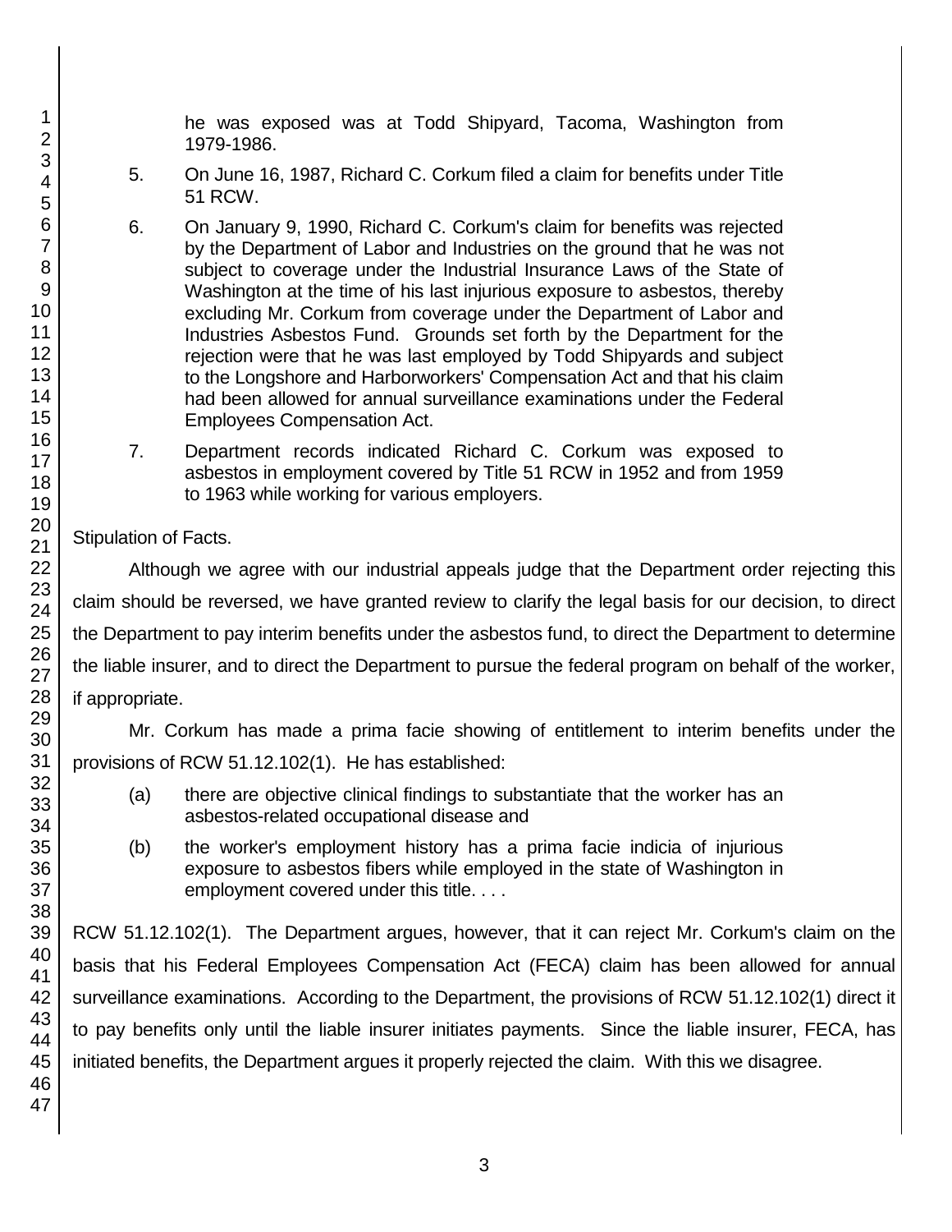he was exposed was at Todd Shipyard, Tacoma, Washington from 1979-1986.

5. On June 16, 1987, Richard C. Corkum filed a claim for benefits under Title 51 RCW.

6. On January 9, 1990, Richard C. Corkum's claim for benefits was rejected by the Department of Labor and Industries on the ground that he was not subject to coverage under the Industrial Insurance Laws of the State of Washington at the time of his last injurious exposure to asbestos, thereby excluding Mr. Corkum from coverage under the Department of Labor and Industries Asbestos Fund. Grounds set forth by the Department for the rejection were that he was last employed by Todd Shipyards and subject to the Longshore and Harborworkers' Compensation Act and that his claim had been allowed for annual surveillance examinations under the Federal Employees Compensation Act.

7. Department records indicated Richard C. Corkum was exposed to asbestos in employment covered by Title 51 RCW in 1952 and from 1959 to 1963 while working for various employers.

Stipulation of Facts.

Although we agree with our industrial appeals judge that the Department order rejecting this claim should be reversed, we have granted review to clarify the legal basis for our decision, to direct the Department to pay interim benefits under the asbestos fund, to direct the Department to determine the liable insurer, and to direct the Department to pursue the federal program on behalf of the worker, if appropriate.

Mr. Corkum has made a prima facie showing of entitlement to interim benefits under the provisions of RCW 51.12.102(1). He has established:

(a) there are objective clinical findings to substantiate that the worker has an asbestos-related occupational disease and

(b) the worker's employment history has a prima facie indicia of injurious exposure to asbestos fibers while employed in the state of Washington in employment covered under this title. . . .

RCW 51.12.102(1). The Department argues, however, that it can reject Mr. Corkum's claim on the basis that his Federal Employees Compensation Act (FECA) claim has been allowed for annual surveillance examinations. According to the Department, the provisions of RCW 51.12.102(1) direct it to pay benefits only until the liable insurer initiates payments. Since the liable insurer, FECA, has initiated benefits, the Department argues it properly rejected the claim. With this we disagree.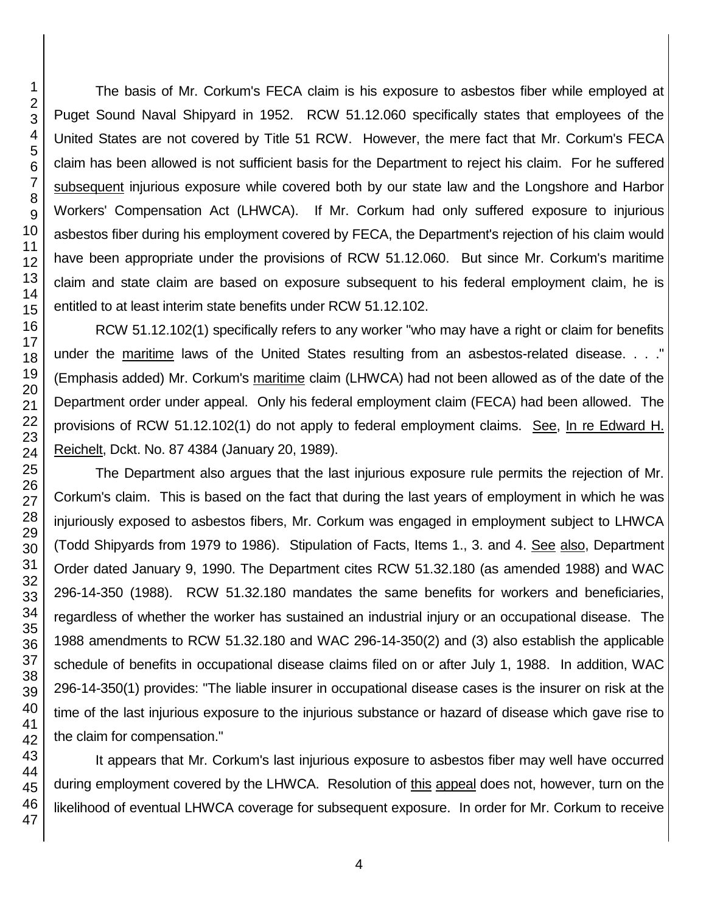The basis of Mr. Corkum's FECA claim is his exposure to asbestos fiber while employed at Puget Sound Naval Shipyard in 1952. RCW 51.12.060 specifically states that employees of the United States are not covered by Title 51 RCW. However, the mere fact that Mr. Corkum's FECA claim has been allowed is not sufficient basis for the Department to reject his claim. For he suffered subsequent injurious exposure while covered both by our state law and the Longshore and Harbor Workers' Compensation Act (LHWCA). If Mr. Corkum had only suffered exposure to injurious asbestos fiber during his employment covered by FECA, the Department's rejection of his claim would have been appropriate under the provisions of RCW 51.12.060. But since Mr. Corkum's maritime claim and state claim are based on exposure subsequent to his federal employment claim, he is entitled to at least interim state benefits under RCW 51.12.102.

RCW 51.12.102(1) specifically refers to any worker "who may have a right or claim for benefits under the maritime laws of the United States resulting from an asbestos-related disease. . . ." (Emphasis added) Mr. Corkum's maritime claim (LHWCA) had not been allowed as of the date of the Department order under appeal. Only his federal employment claim (FECA) had been allowed. The provisions of RCW 51.12.102(1) do not apply to federal employment claims. See, In re Edward H. Reichelt, Dckt. No. 87 4384 (January 20, 1989).

The Department also argues that the last injurious exposure rule permits the rejection of Mr. Corkum's claim. This is based on the fact that during the last years of employment in which he was injuriously exposed to asbestos fibers, Mr. Corkum was engaged in employment subject to LHWCA (Todd Shipyards from 1979 to 1986). Stipulation of Facts, Items 1., 3. and 4. See also, Department Order dated January 9, 1990. The Department cites RCW 51.32.180 (as amended 1988) and WAC 296-14-350 (1988). RCW 51.32.180 mandates the same benefits for workers and beneficiaries, regardless of whether the worker has sustained an industrial injury or an occupational disease. The 1988 amendments to RCW 51.32.180 and WAC 296-14-350(2) and (3) also establish the applicable schedule of benefits in occupational disease claims filed on or after July 1, 1988. In addition, WAC 296-14-350(1) provides: "The liable insurer in occupational disease cases is the insurer on risk at the time of the last injurious exposure to the injurious substance or hazard of disease which gave rise to the claim for compensation."

It appears that Mr. Corkum's last injurious exposure to asbestos fiber may well have occurred during employment covered by the LHWCA. Resolution of this appeal does not, however, turn on the likelihood of eventual LHWCA coverage for subsequent exposure. In order for Mr. Corkum to receive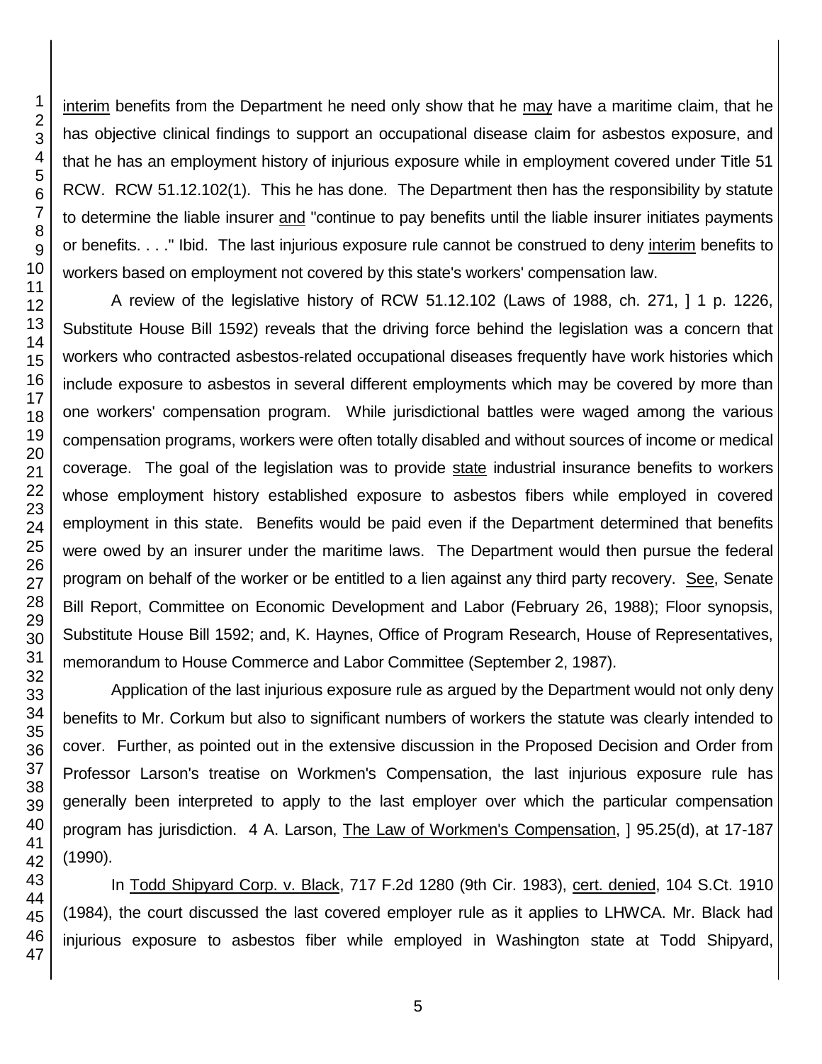interim benefits from the Department he need only show that he may have a maritime claim, that he has objective clinical findings to support an occupational disease claim for asbestos exposure, and that he has an employment history of injurious exposure while in employment covered under Title 51 RCW. RCW 51.12.102(1). This he has done. The Department then has the responsibility by statute to determine the liable insurer and "continue to pay benefits until the liable insurer initiates payments or benefits. . . ." Ibid. The last injurious exposure rule cannot be construed to deny interim benefits to workers based on employment not covered by this state's workers' compensation law.

A review of the legislative history of RCW 51.12.102 (Laws of 1988, ch. 271, ] 1 p. 1226, Substitute House Bill 1592) reveals that the driving force behind the legislation was a concern that workers who contracted asbestos-related occupational diseases frequently have work histories which include exposure to asbestos in several different employments which may be covered by more than one workers' compensation program. While jurisdictional battles were waged among the various compensation programs, workers were often totally disabled and without sources of income or medical coverage. The goal of the legislation was to provide state industrial insurance benefits to workers whose employment history established exposure to asbestos fibers while employed in covered employment in this state. Benefits would be paid even if the Department determined that benefits were owed by an insurer under the maritime laws. The Department would then pursue the federal program on behalf of the worker or be entitled to a lien against any third party recovery. See, Senate Bill Report, Committee on Economic Development and Labor (February 26, 1988); Floor synopsis, Substitute House Bill 1592; and, K. Haynes, Office of Program Research, House of Representatives, memorandum to House Commerce and Labor Committee (September 2, 1987).

Application of the last injurious exposure rule as argued by the Department would not only deny benefits to Mr. Corkum but also to significant numbers of workers the statute was clearly intended to cover. Further, as pointed out in the extensive discussion in the Proposed Decision and Order from Professor Larson's treatise on Workmen's Compensation, the last injurious exposure rule has generally been interpreted to apply to the last employer over which the particular compensation program has jurisdiction. 4 A. Larson, The Law of Workmen's Compensation, ] 95.25(d), at 17-187 (1990).

In Todd Shipyard Corp. v. Black, 717 F.2d 1280 (9th Cir. 1983), cert. denied, 104 S.Ct. 1910 (1984), the court discussed the last covered employer rule as it applies to LHWCA. Mr. Black had injurious exposure to asbestos fiber while employed in Washington state at Todd Shipyard,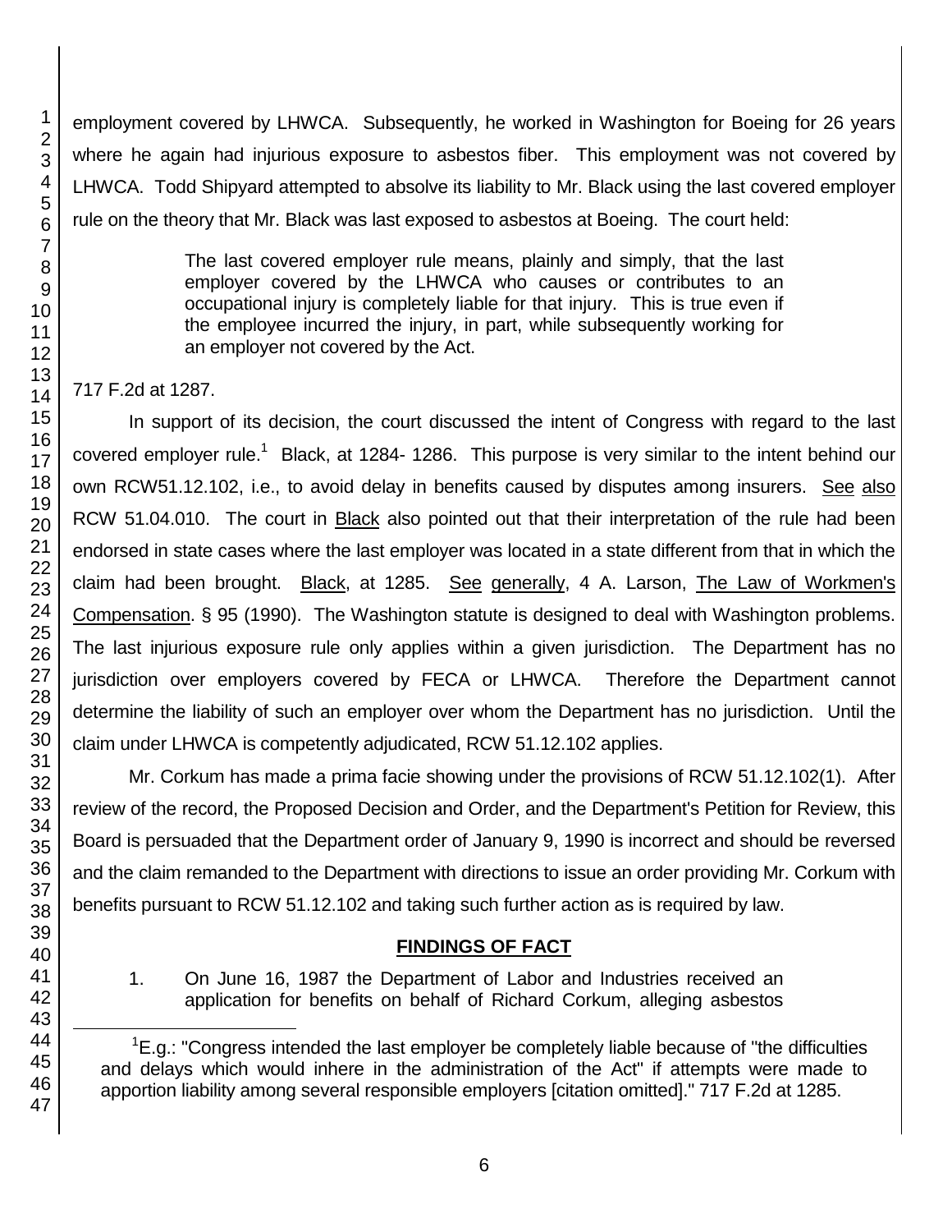employment covered by LHWCA. Subsequently, he worked in Washington for Boeing for 26 years where he again had injurious exposure to asbestos fiber. This employment was not covered by LHWCA. Todd Shipyard attempted to absolve its liability to Mr. Black using the last covered employer rule on the theory that Mr. Black was last exposed to asbestos at Boeing. The court held:

> The last covered employer rule means, plainly and simply, that the last employer covered by the LHWCA who causes or contributes to an occupational injury is completely liable for that injury. This is true even if the employee incurred the injury, in part, while subsequently working for an employer not covered by the Act.

717 F.2d at 1287.

In support of its decision, the court discussed the intent of Congress with regard to the last covered employer rule.[1] Black, at 1284- 1286. This purpose is very similar to the intent behind our own RCW51.12.102, i.e., to avoid delay in benefits caused by disputes among insurers. See also RCW 51.04.010. The court in Black also pointed out that their interpretation of the rule had been endorsed in state cases where the last employer was located in a state different from that in which the claim had been brought. Black, at 1285. See generally, 4 A. Larson, The Law of Workmen's Compensation. § 95 (1990). The Washington statute is designed to deal with Washington problems. The last injurious exposure rule only applies within a given jurisdiction. The Department has no jurisdiction over employers covered by FECA or LHWCA. Therefore the Department cannot determine the liability of such an employer over whom the Department has no jurisdiction. Until the claim under LHWCA is competently adjudicated, RCW 51.12.102 applies.

Mr. Corkum has made a prima facie showing under the provisions of RCW 51.12.102(1). After review of the record, the Proposed Decision and Order, and the Department's Petition for Review, this Board is persuaded that the Department order of January 9, 1990 is incorrect and should be reversed and the claim remanded to the Department with directions to issue an order providing Mr. Corkum with benefits pursuant to RCW 51.12.102 and taking such further action as is required by law.

## FINDINGS OF FACT

1. On June 16, 1987 the Department of Labor and Industries received an application for benefits on behalf of Richard Corkum, alleging asbestos

---

[1] E.g.: "Congress intended the last employer be completely liable because of "the difficulties and delays which would inhere in the administration of the Act" if attempts were made to apportion liability among several responsible employers [citation omitted]." 717 F.2d at 1285.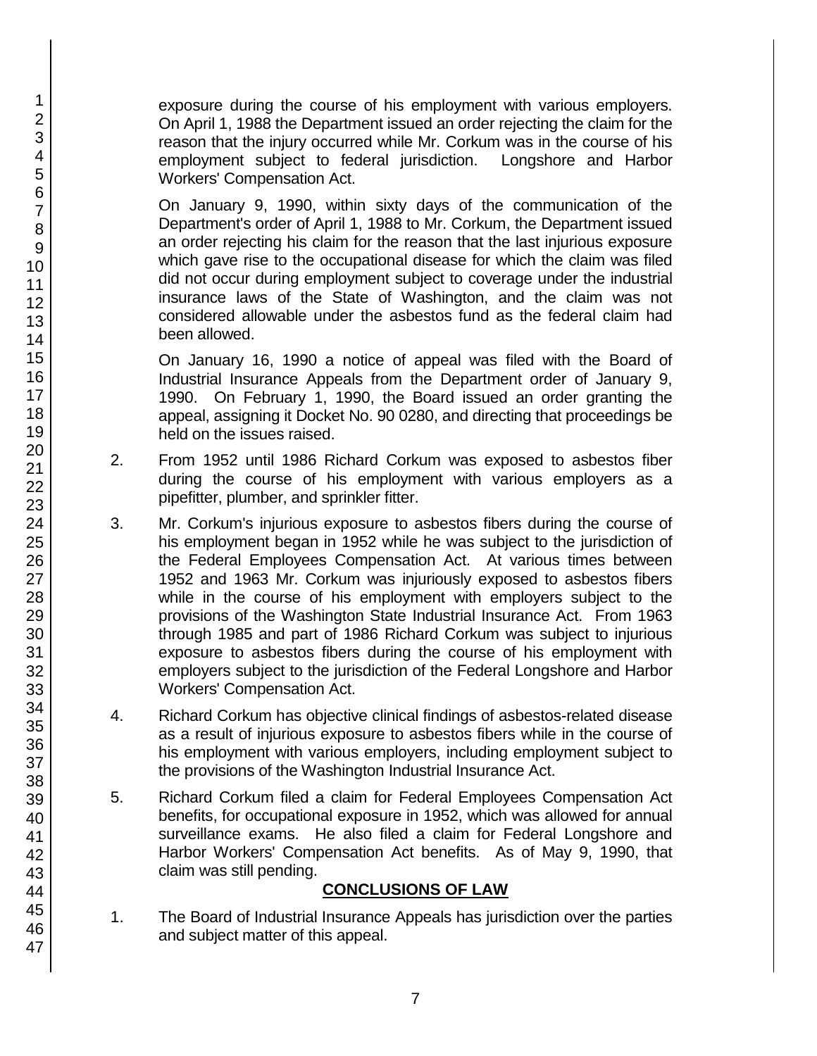exposure during the course of his employment with various employers. On April 1, 1988 the Department issued an order rejecting the claim for the reason that the injury occurred while Mr. Corkum was in the course of his employment subject to federal jurisdiction. Longshore and Harbor Workers' Compensation Act.

On January 9, 1990, within sixty days of the communication of the Department's order of April 1, 1988 to Mr. Corkum, the Department issued an order rejecting his claim for the reason that the last injurious exposure which gave rise to the occupational disease for which the claim was filed did not occur during employment subject to coverage under the industrial insurance laws of the State of Washington, and the claim was not considered allowable under the asbestos fund as the federal claim had been allowed.

On January 16, 1990 a notice of appeal was filed with the Board of Industrial Insurance Appeals from the Department order of January 9, 1990. On February 1, 1990, the Board issued an order granting the appeal, assigning it Docket No. 90 0280, and directing that proceedings be held on the issues raised.

2. From 1952 until 1986 Richard Corkum was exposed to asbestos fiber during the course of his employment with various employers as a pipefitter, plumber, and sprinkler fitter.

3. Mr. Corkum's injurious exposure to asbestos fibers during the course of his employment began in 1952 while he was subject to the jurisdiction of the Federal Employees Compensation Act. At various times between 1952 and 1963 Mr. Corkum was injuriously exposed to asbestos fibers while in the course of his employment with employers subject to the provisions of the Washington State Industrial Insurance Act. From 1963 through 1985 and part of 1986 Richard Corkum was subject to injurious exposure to asbestos fibers during the course of his employment with employers subject to the jurisdiction of the Federal Longshore and Harbor Workers' Compensation Act.

4. Richard Corkum has objective clinical findings of asbestos-related disease as a result of injurious exposure to asbestos fibers while in the course of his employment with various employers, including employment subject to the provisions of the Washington Industrial Insurance Act.

5. Richard Corkum filed a claim for Federal Employees Compensation Act benefits, for occupational exposure in 1952, which was allowed for annual surveillance exams. He also filed a claim for Federal Longshore and Harbor Workers' Compensation Act benefits. As of May 9, 1990, that claim was still pending.

## CONCLUSIONS OF LAW

1. The Board of Industrial Insurance Appeals has jurisdiction over the parties and subject matter of this appeal.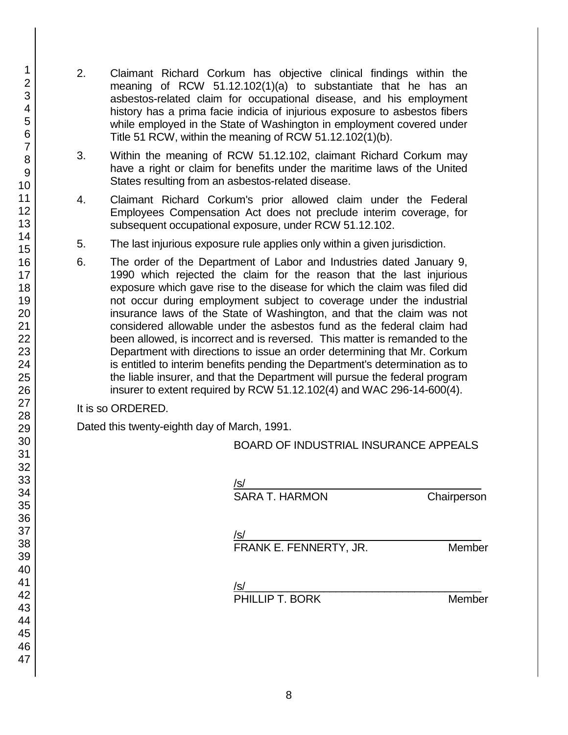2. Claimant Richard Corkum has objective clinical findings within the meaning of RCW 51.12.102(1)(a) to substantiate that he has an asbestos-related claim for occupational disease, and his employment history has a prima facie indicia of injurious exposure to asbestos fibers while employed in the State of Washington in employment covered under Title 51 RCW, within the meaning of RCW 51.12.102(1)(b).

3. Within the meaning of RCW 51.12.102, claimant Richard Corkum may have a right or claim for benefits under the maritime laws of the United States resulting from an asbestos-related disease.

4. Claimant Richard Corkum's prior allowed claim under the Federal Employees Compensation Act does not preclude interim coverage, for subsequent occupational exposure, under RCW 51.12.102.

5. The last injurious exposure rule applies only within a given jurisdiction.

6. The order of the Department of Labor and Industries dated January 9, 1990 which rejected the claim for the reason that the last injurious exposure which gave rise to the disease for which the claim was filed did not occur during employment subject to coverage under the industrial insurance laws of the State of Washington, and that the claim was not considered allowable under the asbestos fund as the federal claim had been allowed, is incorrect and is reversed. This matter is remanded to the Department with directions to issue an order determining that Mr. Corkum is entitled to interim benefits pending the Department's determination as to the liable insurer, and that the Department will pursue the federal program insurer to extent required by RCW 51.12.102(4) and WAC 296-14-600(4).

It is so ORDERED.

Dated this twenty-eighth day of March, 1991.

BOARD OF INDUSTRIAL INSURANCE APPEALS

/s/
SARA T. HARMON Chairperson

/s/
FRANK E. FENNERTY, JR. Member

/s/
PHILLIP T. BORK Member